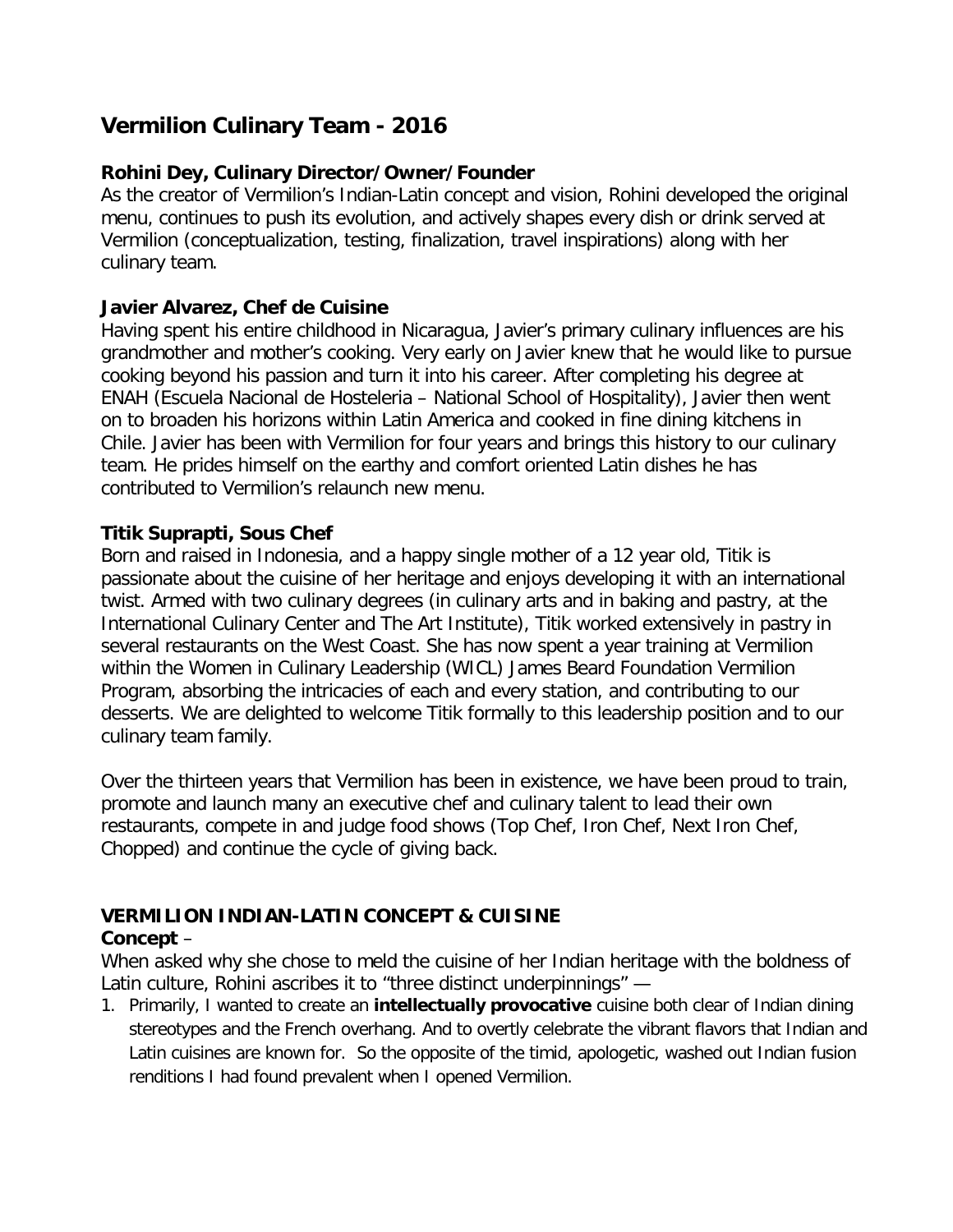# Vermilion Culinary Team - 2016

### Rohini Dey, Culinary Director/Owner/Founder

As the creator of Vermilion's Indian-Latin concept and vision, Rohini developed the original menu, continues to push its evolution, and actively shapes every dish or drink served at Vermilion (conceptualization, testing, finalization, travel inspirations) along with her culinary team.

### Javier Alvarez, Chef de Cuisine

Having spent his entire childhood in Nicaragua, Javier's primary culinary influences are his grandmother and mother's cooking. Very early on Javier knew that he would like to pursue cooking beyond his passion and turn it into his career. After completing his degree at ENAH (Escuela Nacional de Hosteleria – National School of Hospitality), Javier then went on to broaden his horizons within Latin America and cooked in fine dining kitchens in Chile. Javier has been with Vermilion for four years and brings this history to our culinary team. He prides himself on the earthy and comfort oriented Latin dishes he has contributed to Vermilion's relaunch new menu.

### Titik Suprapti, Sous Chef

Born and raised in Indonesia, and a happy single mother of a 12 year old, Titik is passionate about the cuisine of her heritage and enjoys developing it with an international twist. Armed with two culinary degrees (in culinary arts and in baking and pastry, at the International Culinary Center and The Art Institute), Titik worked extensively in pastry in several restaurants on the West Coast. She has now spent a year training at Vermilion within the Women in Culinary Leadership (WICL) James Beard Foundation Vermilion Program, absorbing the intricacies of each and every station, and contributing to our desserts. We are delighted to welcome Titik formally to this leadership position and to our culinary team family.

Over the thirteen years that Vermilion has been in existence, we have been proud to train, promote and launch many an executive chef and culinary talent to lead their own restaurants, compete in and judge food shows (Top Chef, Iron Chef, Next Iron Chef, Chopped) and continue the cycle of giving back.

## VERMILION INDIAN-LATIN CONCEPT & CUISINE

### Concept –

When asked why she chose to meld the cuisine of her Indian heritage with the boldness of Latin culture, Rohini ascribes it to "three distinct underpinnings" —

1. Primarily, I wanted to create an **intellectually provocative** cuisine both clear of Indian dining stereotypes and the French overhang. And to overtly celebrate the vibrant flavors that Indian and Latin cuisines are known for. So the opposite of the timid, apologetic, washed out Indian fusion renditions I had found prevalent when I opened Vermilion.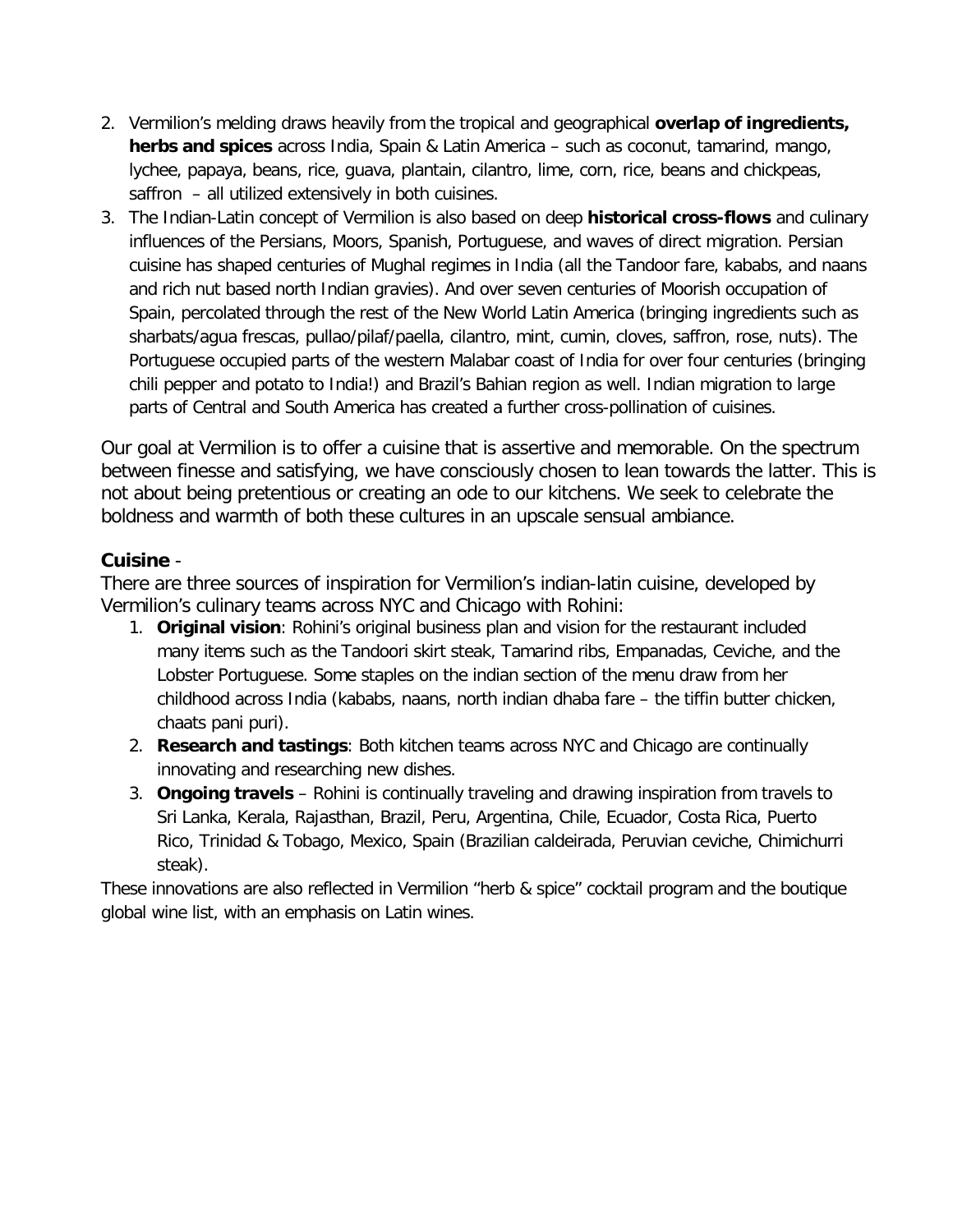2. Vermilion's melding draws heavily from the tropical and geographical **overlap of ingredients, herbs and spices** across India, Spain & Latin America – such as coconut, tamarind, mango, lychee, papaya, beans, rice, guava, plantain, cilantro, lime, corn, rice, beans and chickpeas, saffron – all utilized extensively in both cuisines.
3. The Indian-Latin concept of Vermilion is also based on deep **historical cross-flows** and culinary influences of the Persians, Moors, Spanish, Portuguese, and waves of direct migration. Persian cuisine has shaped centuries of Mughal regimes in India (all the Tandoor fare, kababs, and naans and rich nut based north Indian gravies). And over seven centuries of Moorish occupation of Spain, percolated through the rest of the New World Latin America (bringing ingredients such as sharbats/agua frescas, pullao/pilaf/paella, cilantro, mint, cumin, cloves, saffron, rose, nuts). The Portuguese occupied parts of the western Malabar coast of India for over four centuries (bringing chili pepper and potato to India!) and Brazil's Bahian region as well. Indian migration to large parts of Central and South America has created a further cross-pollination of cuisines.

Our goal at Vermilion is to offer a cuisine that is assertive and memorable. On the spectrum between finesse and satisfying, we have consciously chosen to lean towards the latter. This is not about being pretentious or creating an ode to our kitchens. We seek to celebrate the boldness and warmth of both these cultures in an upscale sensual ambiance.

## Cuisine -

There are three sources of inspiration for Vermilion's indian-latin cuisine, developed by Vermilion's culinary teams across NYC and Chicago with Rohini:

1. **Original vision**: Rohini's original business plan and vision for the restaurant included many items such as the Tandoori skirt steak, Tamarind ribs, Empanadas, Ceviche, and the Lobster Portuguese. Some staples on the indian section of the menu draw from her childhood across India (kababs, naans, north indian dhaba fare – the tiffin butter chicken, chaats pani puri).
2. **Research and tastings**: Both kitchen teams across NYC and Chicago are continually innovating and researching new dishes.
3. **Ongoing travels** – Rohini is continually traveling and drawing inspiration from travels to Sri Lanka, Kerala, Rajasthan, Brazil, Peru, Argentina, Chile, Ecuador, Costa Rica, Puerto Rico, Trinidad & Tobago, Mexico, Spain (Brazilian caldeirada, Peruvian ceviche, Chimichurri steak).

These innovations are also reflected in Vermilion "herb & spice" cocktail program and the boutique global wine list, with an emphasis on Latin wines.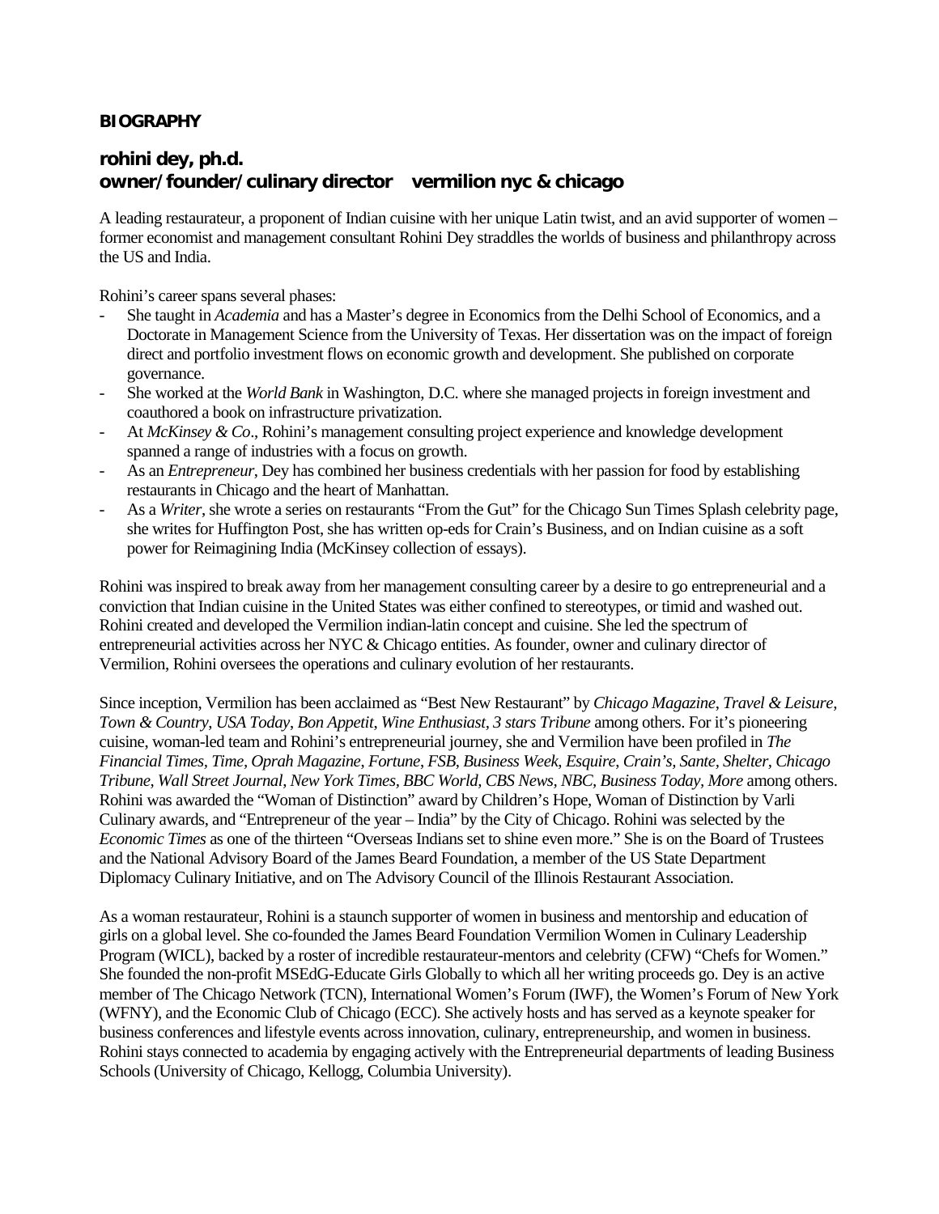**BIOGRAPHY**

## rohini dey, ph.d.
## owner/founder/culinary director   vermilion nyc & chicago

A leading restaurateur, a proponent of Indian cuisine with her unique Latin twist, and an avid supporter of women – former economist and management consultant Rohini Dey straddles the worlds of business and philanthropy across the US and India.

Rohini's career spans several phases:

- She taught in *Academia* and has a Master's degree in Economics from the Delhi School of Economics, and a Doctorate in Management Science from the University of Texas. Her dissertation was on the impact of foreign direct and portfolio investment flows on economic growth and development. She published on corporate governance.
- She worked at the *World Bank* in Washington, D.C. where she managed projects in foreign investment and coauthored a book on infrastructure privatization.
- At *McKinsey & Co*., Rohini's management consulting project experience and knowledge development spanned a range of industries with a focus on growth.
- As an *Entrepreneur*, Dey has combined her business credentials with her passion for food by establishing restaurants in Chicago and the heart of Manhattan.
- As a *Writer*, she wrote a series on restaurants "From the Gut" for the Chicago Sun Times Splash celebrity page, she writes for Huffington Post, she has written op-eds for Crain's Business, and on Indian cuisine as a soft power for Reimagining India (McKinsey collection of essays).

Rohini was inspired to break away from her management consulting career by a desire to go entrepreneurial and a conviction that Indian cuisine in the United States was either confined to stereotypes, or timid and washed out. Rohini created and developed the Vermilion indian-latin concept and cuisine. She led the spectrum of entrepreneurial activities across her NYC & Chicago entities. As founder, owner and culinary director of Vermilion, Rohini oversees the operations and culinary evolution of her restaurants.

Since inception, Vermilion has been acclaimed as "Best New Restaurant" by *Chicago Magazine*, *Travel & Leisure*, *Town & Country*, *USA Today*, *Bon Appetit*, *Wine Enthusiast*, *3 stars Tribune* among others. For it's pioneering cuisine, woman-led team and Rohini's entrepreneurial journey, she and Vermilion have been profiled in *The Financial Times*, *Time*, *Oprah Magazine*, *Fortune*, *FSB*, *Business Week*, *Esquire*, *Crain's, Sante*, *Shelter, Chicago Tribune*, *Wall Street Journal*, *New York Times*, *BBC World, CBS News, NBC, Business Today, More* among others. Rohini was awarded the "Woman of Distinction" award by Children's Hope, Woman of Distinction by Varli Culinary awards, and "Entrepreneur of the year – India" by the City of Chicago. Rohini was selected by the *Economic Times* as one of the thirteen "Overseas Indians set to shine even more." She is on the Board of Trustees and the National Advisory Board of the James Beard Foundation, a member of the US State Department Diplomacy Culinary Initiative, and on The Advisory Council of the Illinois Restaurant Association.

As a woman restaurateur, Rohini is a staunch supporter of women in business and mentorship and education of girls on a global level. She co-founded the James Beard Foundation Vermilion Women in Culinary Leadership Program (WICL), backed by a roster of incredible restaurateur-mentors and celebrity (CFW) "Chefs for Women." She founded the non-profit MSEdG-Educate Girls Globally to which all her writing proceeds go. Dey is an active member of The Chicago Network (TCN), International Women's Forum (IWF), the Women's Forum of New York (WFNY), and the Economic Club of Chicago (ECC). She actively hosts and has served as a keynote speaker for business conferences and lifestyle events across innovation, culinary, entrepreneurship, and women in business. Rohini stays connected to academia by engaging actively with the Entrepreneurial departments of leading Business Schools (University of Chicago, Kellogg, Columbia University).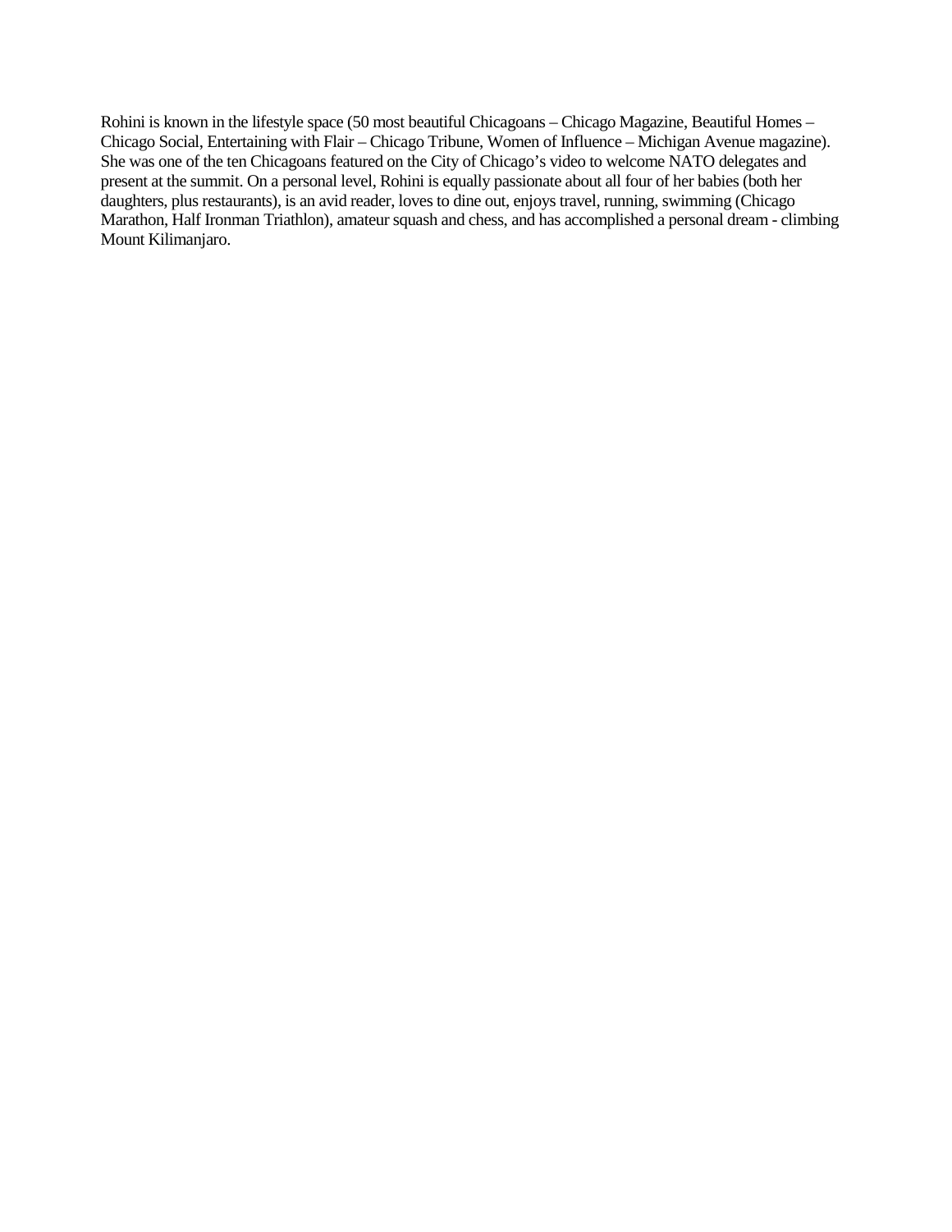Rohini is known in the lifestyle space (50 most beautiful Chicagoans – Chicago Magazine, Beautiful Homes – Chicago Social, Entertaining with Flair – Chicago Tribune, Women of Influence – Michigan Avenue magazine). She was one of the ten Chicagoans featured on the City of Chicago's video to welcome NATO delegates and present at the summit. On a personal level, Rohini is equally passionate about all four of her babies (both her daughters, plus restaurants), is an avid reader, loves to dine out, enjoys travel, running, swimming (Chicago Marathon, Half Ironman Triathlon), amateur squash and chess, and has accomplished a personal dream - climbing Mount Kilimanjaro.